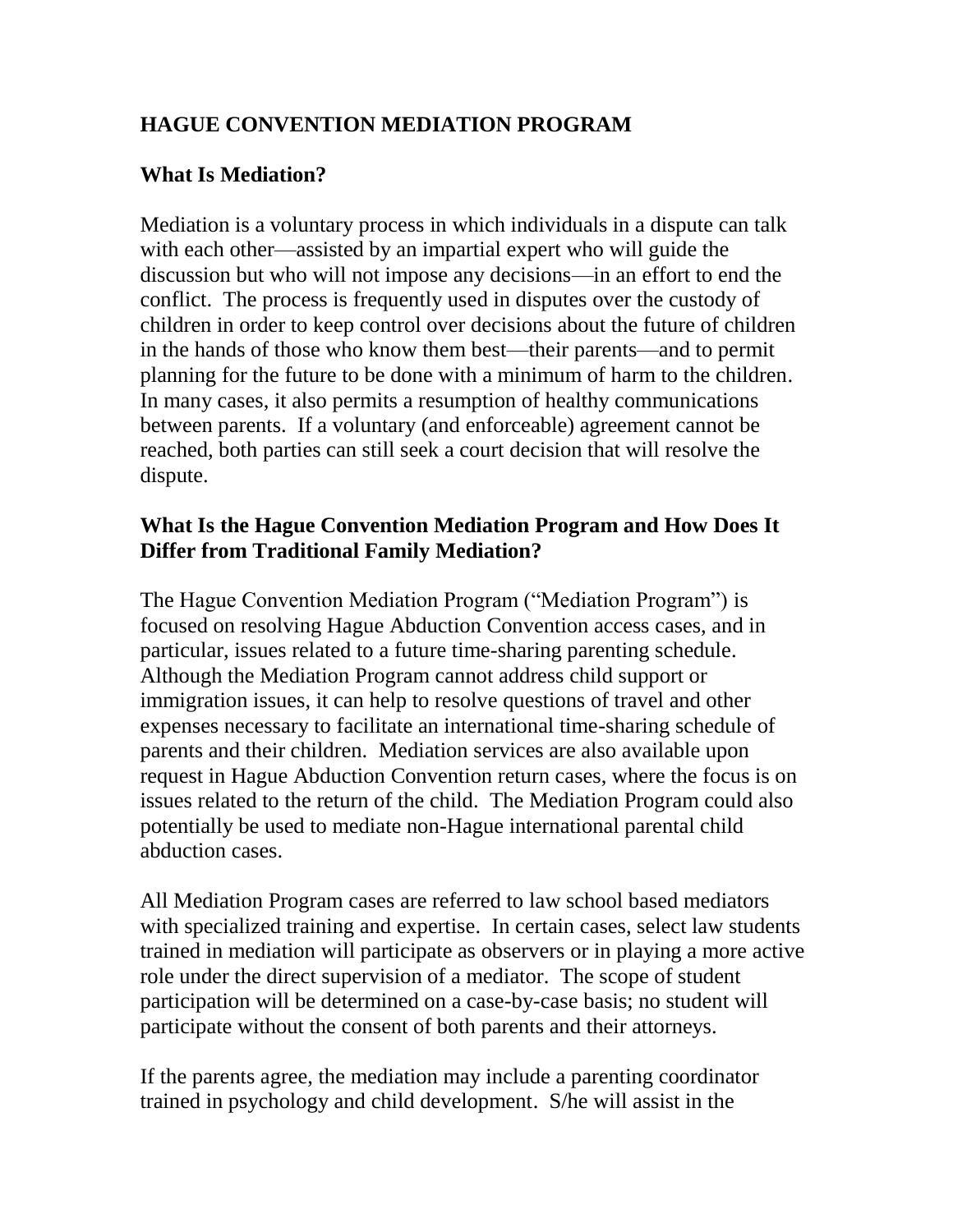## HAGUE CONVENTION MEDIATION PROGRAM

### What Is Mediation?

Mediation is a voluntary process in which individuals in a dispute can talk with each other—assisted by an impartial expert who will guide the discussion but who will not impose any decisions—in an effort to end the conflict. The process is frequently used in disputes over the custody of children in order to keep control over decisions about the future of children in the hands of those who know them best—their parents—and to permit planning for the future to be done with a minimum of harm to the children. In many cases, it also permits a resumption of healthy communications between parents. If a voluntary (and enforceable) agreement cannot be reached, both parties can still seek a court decision that will resolve the dispute.

### What Is the Hague Convention Mediation Program and How Does It Differ from Traditional Family Mediation?

The Hague Convention Mediation Program ("Mediation Program") is focused on resolving Hague Abduction Convention access cases, and in particular, issues related to a future time-sharing parenting schedule. Although the Mediation Program cannot address child support or immigration issues, it can help to resolve questions of travel and other expenses necessary to facilitate an international time-sharing schedule of parents and their children. Mediation services are also available upon request in Hague Abduction Convention return cases, where the focus is on issues related to the return of the child. The Mediation Program could also potentially be used to mediate non-Hague international parental child abduction cases.

All Mediation Program cases are referred to law school based mediators with specialized training and expertise. In certain cases, select law students trained in mediation will participate as observers or in playing a more active role under the direct supervision of a mediator. The scope of student participation will be determined on a case-by-case basis; no student will participate without the consent of both parents and their attorneys.

If the parents agree, the mediation may include a parenting coordinator trained in psychology and child development. S/he will assist in the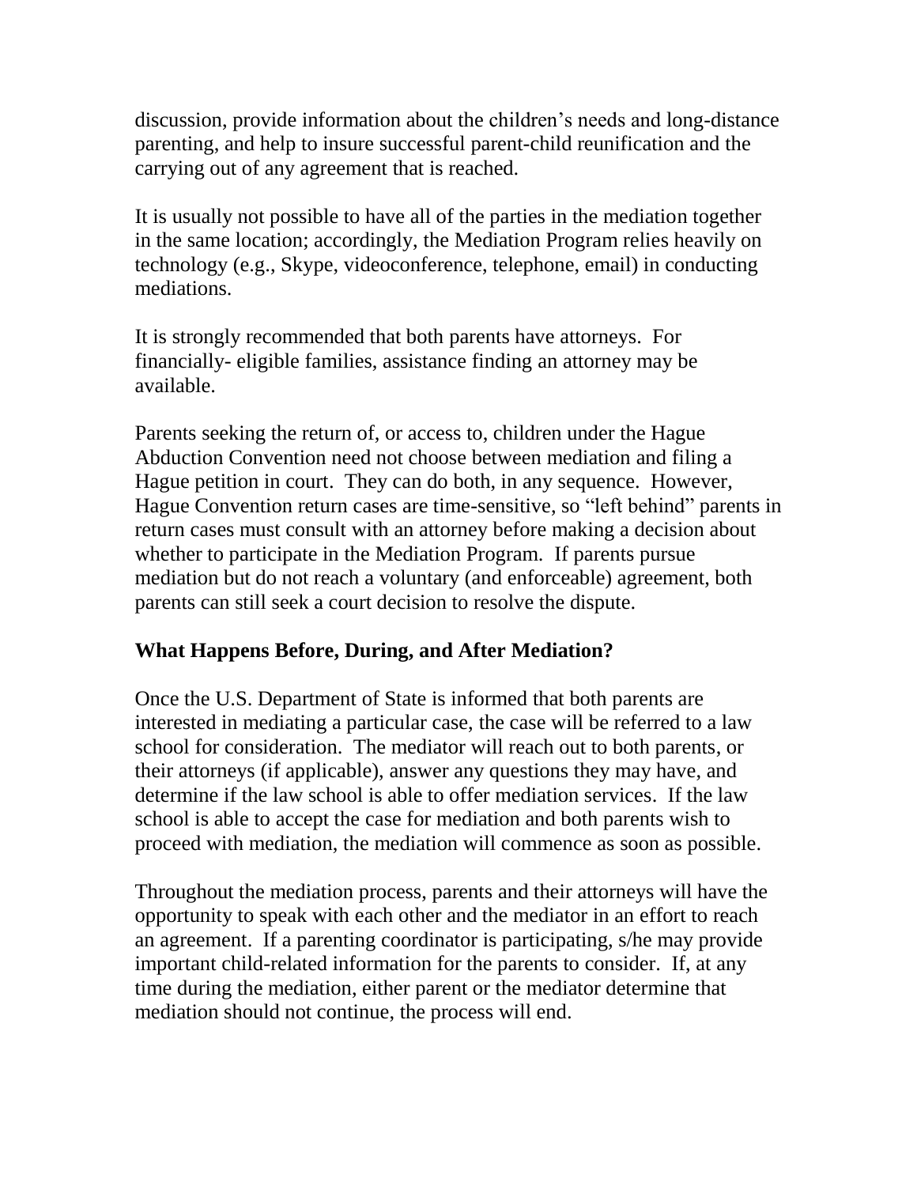discussion, provide information about the children's needs and long-distance parenting, and help to insure successful parent-child reunification and the carrying out of any agreement that is reached.

It is usually not possible to have all of the parties in the mediation together in the same location; accordingly, the Mediation Program relies heavily on technology (e.g., Skype, videoconference, telephone, email) in conducting mediations.

It is strongly recommended that both parents have attorneys. For financially- eligible families, assistance finding an attorney may be available.

Parents seeking the return of, or access to, children under the Hague Abduction Convention need not choose between mediation and filing a Hague petition in court. They can do both, in any sequence. However, Hague Convention return cases are time-sensitive, so "left behind" parents in return cases must consult with an attorney before making a decision about whether to participate in the Mediation Program. If parents pursue mediation but do not reach a voluntary (and enforceable) agreement, both parents can still seek a court decision to resolve the dispute.

## What Happens Before, During, and After Mediation?

Once the U.S. Department of State is informed that both parents are interested in mediating a particular case, the case will be referred to a law school for consideration. The mediator will reach out to both parents, or their attorneys (if applicable), answer any questions they may have, and determine if the law school is able to offer mediation services. If the law school is able to accept the case for mediation and both parents wish to proceed with mediation, the mediation will commence as soon as possible.

Throughout the mediation process, parents and their attorneys will have the opportunity to speak with each other and the mediator in an effort to reach an agreement. If a parenting coordinator is participating, s/he may provide important child-related information for the parents to consider. If, at any time during the mediation, either parent or the mediator determine that mediation should not continue, the process will end.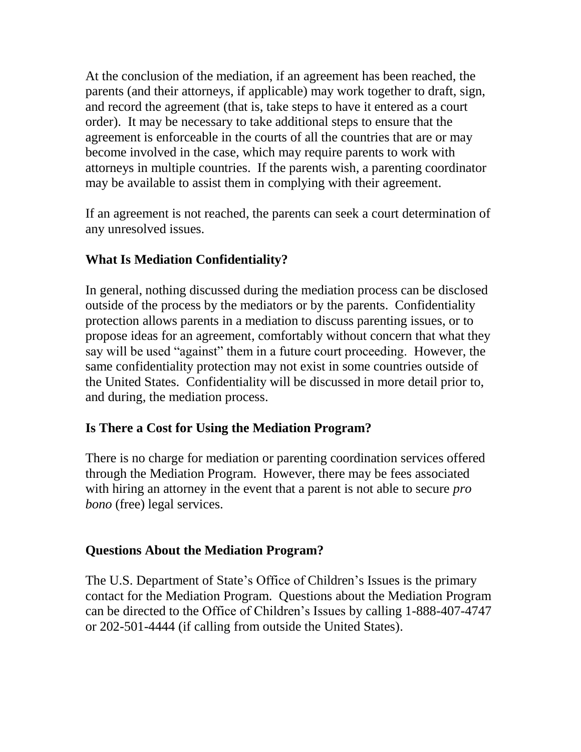At the conclusion of the mediation, if an agreement has been reached, the parents (and their attorneys, if applicable) may work together to draft, sign, and record the agreement (that is, take steps to have it entered as a court order). It may be necessary to take additional steps to ensure that the agreement is enforceable in the courts of all the countries that are or may become involved in the case, which may require parents to work with attorneys in multiple countries. If the parents wish, a parenting coordinator may be available to assist them in complying with their agreement.

If an agreement is not reached, the parents can seek a court determination of any unresolved issues.

## What Is Mediation Confidentiality?

In general, nothing discussed during the mediation process can be disclosed outside of the process by the mediators or by the parents. Confidentiality protection allows parents in a mediation to discuss parenting issues, or to propose ideas for an agreement, comfortably without concern that what they say will be used "against" them in a future court proceeding. However, the same confidentiality protection may not exist in some countries outside of the United States. Confidentiality will be discussed in more detail prior to, and during, the mediation process.

## Is There a Cost for Using the Mediation Program?

There is no charge for mediation or parenting coordination services offered through the Mediation Program. However, there may be fees associated with hiring an attorney in the event that a parent is not able to secure *pro bono* (free) legal services.

## Questions About the Mediation Program?

The U.S. Department of State's Office of Children's Issues is the primary contact for the Mediation Program. Questions about the Mediation Program can be directed to the Office of Children's Issues by calling 1-888-407-4747 or 202-501-4444 (if calling from outside the United States).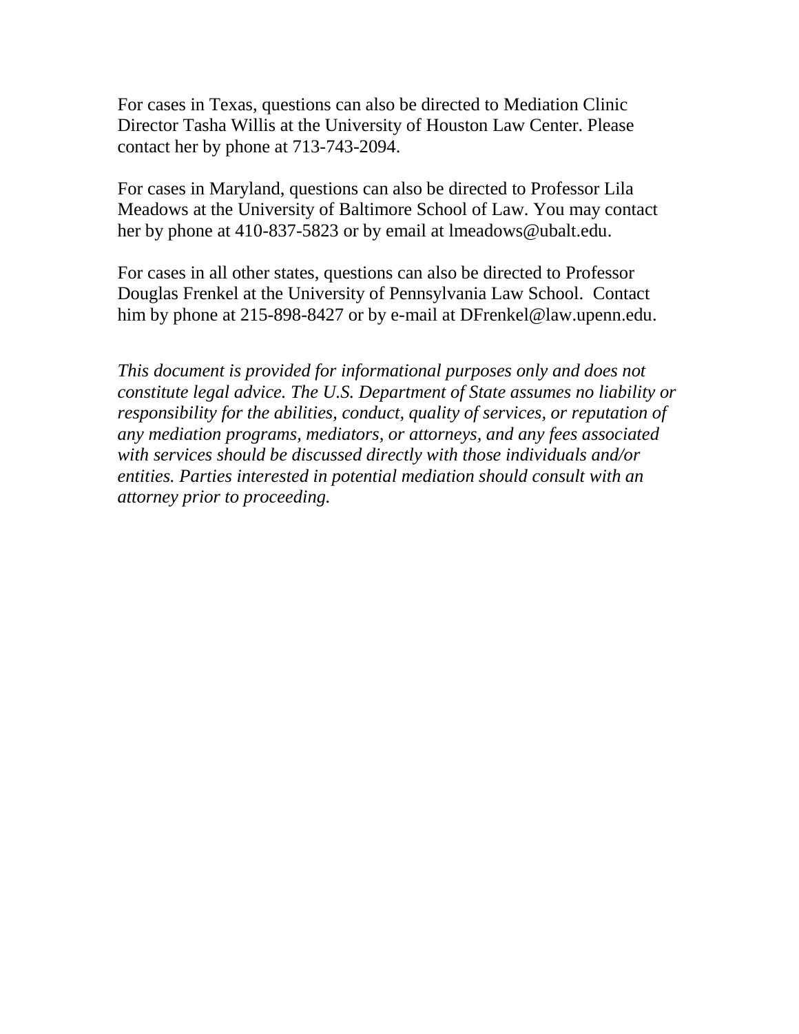For cases in Texas, questions can also be directed to Mediation Clinic Director Tasha Willis at the University of Houston Law Center. Please contact her by phone at 713-743-2094.

For cases in Maryland, questions can also be directed to Professor Lila Meadows at the University of Baltimore School of Law. You may contact her by phone at 410-837-5823 or by email at lmeadows@ubalt.edu.

For cases in all other states, questions can also be directed to Professor Douglas Frenkel at the University of Pennsylvania Law School. Contact him by phone at 215-898-8427 or by e-mail at DFrenkel@law.upenn.edu.

*This document is provided for informational purposes only and does not constitute legal advice. The U.S. Department of State assumes no liability or responsibility for the abilities, conduct, quality of services, or reputation of any mediation programs, mediators, or attorneys, and any fees associated with services should be discussed directly with those individuals and/or entities. Parties interested in potential mediation should consult with an attorney prior to proceeding.*